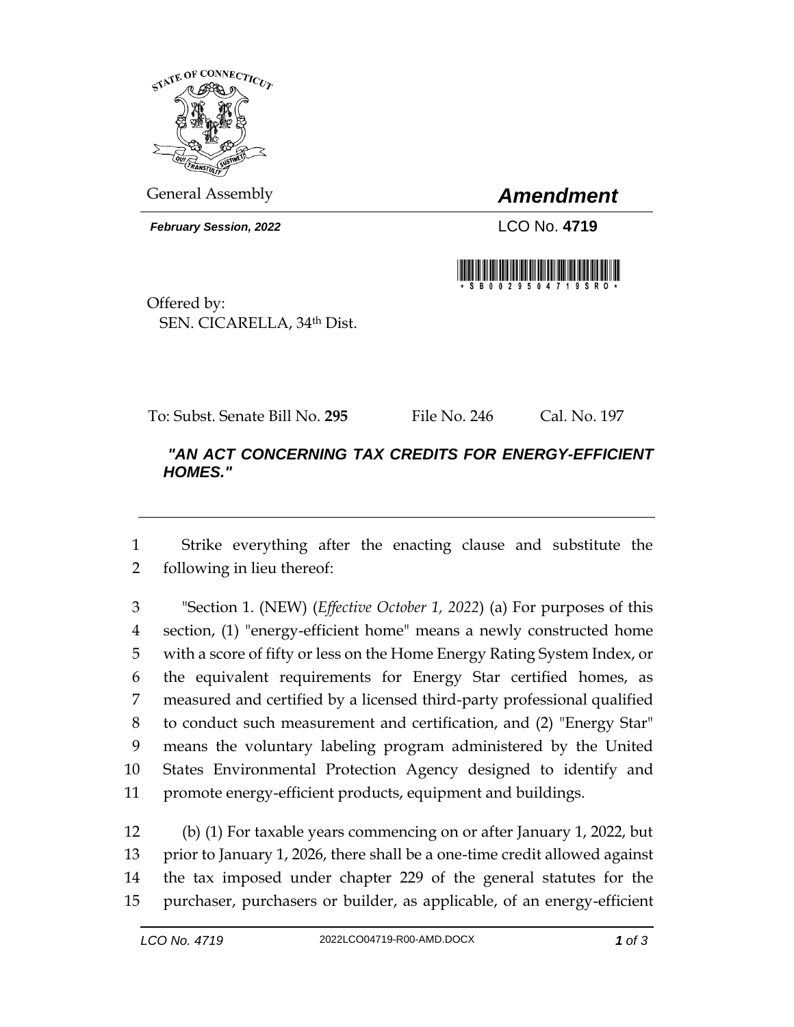General Assembly

# *Amendment*

***February Session, 2022***

LCO No. **4719**

Offered by:
SEN. CICARELLA, 34th Dist.

To: Subst. Senate Bill No. **295** File No. 246 Cal. No. 197

***"AN ACT CONCERNING TAX CREDITS FOR ENERGY-EFFICIENT HOMES."***

---

1 Strike everything after the enacting clause and substitute the
2 following in lieu thereof:

3 "Section 1. (NEW) (*Effective October 1, 2022*) (a) For purposes of this
4 section, (1) "energy-efficient home" means a newly constructed home
5 with a score of fifty or less on the Home Energy Rating System Index, or
6 the equivalent requirements for Energy Star certified homes, as
7 measured and certified by a licensed third-party professional qualified
8 to conduct such measurement and certification, and (2) "Energy Star"
9 means the voluntary labeling program administered by the United
10 States Environmental Protection Agency designed to identify and
11 promote energy-efficient products, equipment and buildings.

12 (b) (1) For taxable years commencing on or after January 1, 2022, but
13 prior to January 1, 2026, there shall be a one-time credit allowed against
14 the tax imposed under chapter 229 of the general statutes for the
15 purchaser, purchasers or builder, as applicable, of an energy-efficient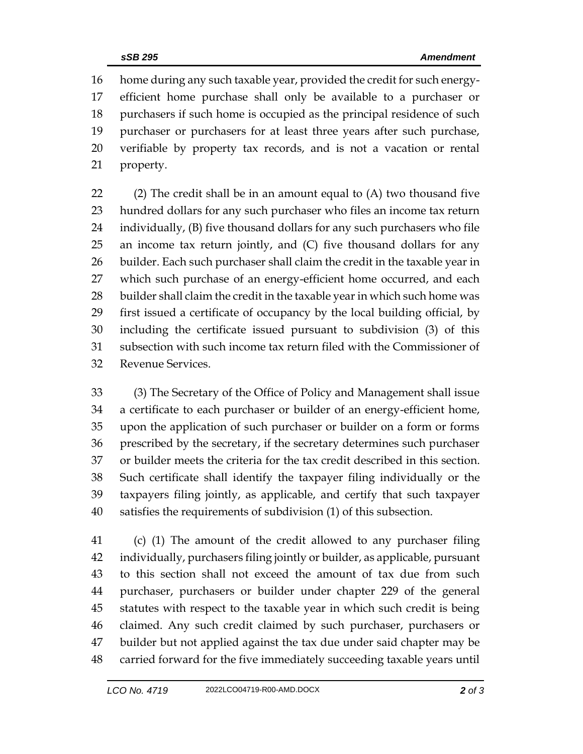home during any such taxable year, provided the credit for such energy-efficient home purchase shall only be available to a purchaser or purchasers if such home is occupied as the principal residence of such purchaser or purchasers for at least three years after such purchase, verifiable by property tax records, and is not a vacation or rental property.

(2) The credit shall be in an amount equal to (A) two thousand five hundred dollars for any such purchaser who files an income tax return individually, (B) five thousand dollars for any such purchasers who file an income tax return jointly, and (C) five thousand dollars for any builder. Each such purchaser shall claim the credit in the taxable year in which such purchase of an energy-efficient home occurred, and each builder shall claim the credit in the taxable year in which such home was first issued a certificate of occupancy by the local building official, by including the certificate issued pursuant to subdivision (3) of this subsection with such income tax return filed with the Commissioner of Revenue Services.

(3) The Secretary of the Office of Policy and Management shall issue a certificate to each purchaser or builder of an energy-efficient home, upon the application of such purchaser or builder on a form or forms prescribed by the secretary, if the secretary determines such purchaser or builder meets the criteria for the tax credit described in this section. Such certificate shall identify the taxpayer filing individually or the taxpayers filing jointly, as applicable, and certify that such taxpayer satisfies the requirements of subdivision (1) of this subsection.

(c) (1) The amount of the credit allowed to any purchaser filing individually, purchasers filing jointly or builder, as applicable, pursuant to this section shall not exceed the amount of tax due from such purchaser, purchasers or builder under chapter 229 of the general statutes with respect to the taxable year in which such credit is being claimed. Any such credit claimed by such purchaser, purchasers or builder but not applied against the tax due under said chapter may be carried forward for the five immediately succeeding taxable years until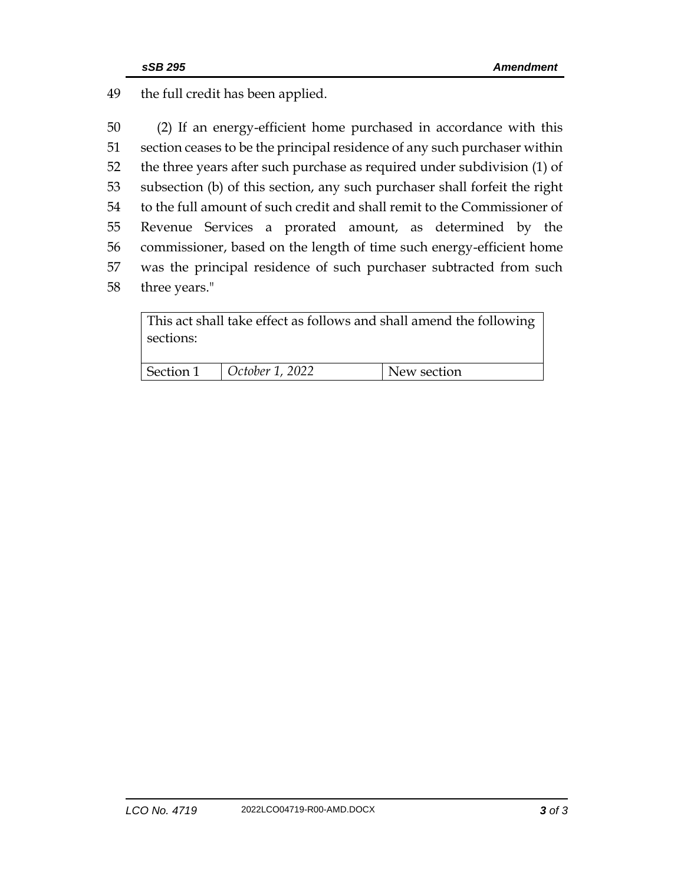49 the full credit has been applied.

50 (2) If an energy-efficient home purchased in accordance with this
51 section ceases to be the principal residence of any such purchaser within
52 the three years after such purchase as required under subdivision (1) of
53 subsection (b) of this section, any such purchaser shall forfeit the right
54 to the full amount of such credit and shall remit to the Commissioner of
55 Revenue Services a prorated amount, as determined by the
56 commissioner, based on the length of time such energy-efficient home
57 was the principal residence of such purchaser subtracted from such
58 three years."

| This act shall take effect as follows and shall amend the following sections: | | |
|---|---|---|
| Section 1 | *October 1, 2022* | New section |